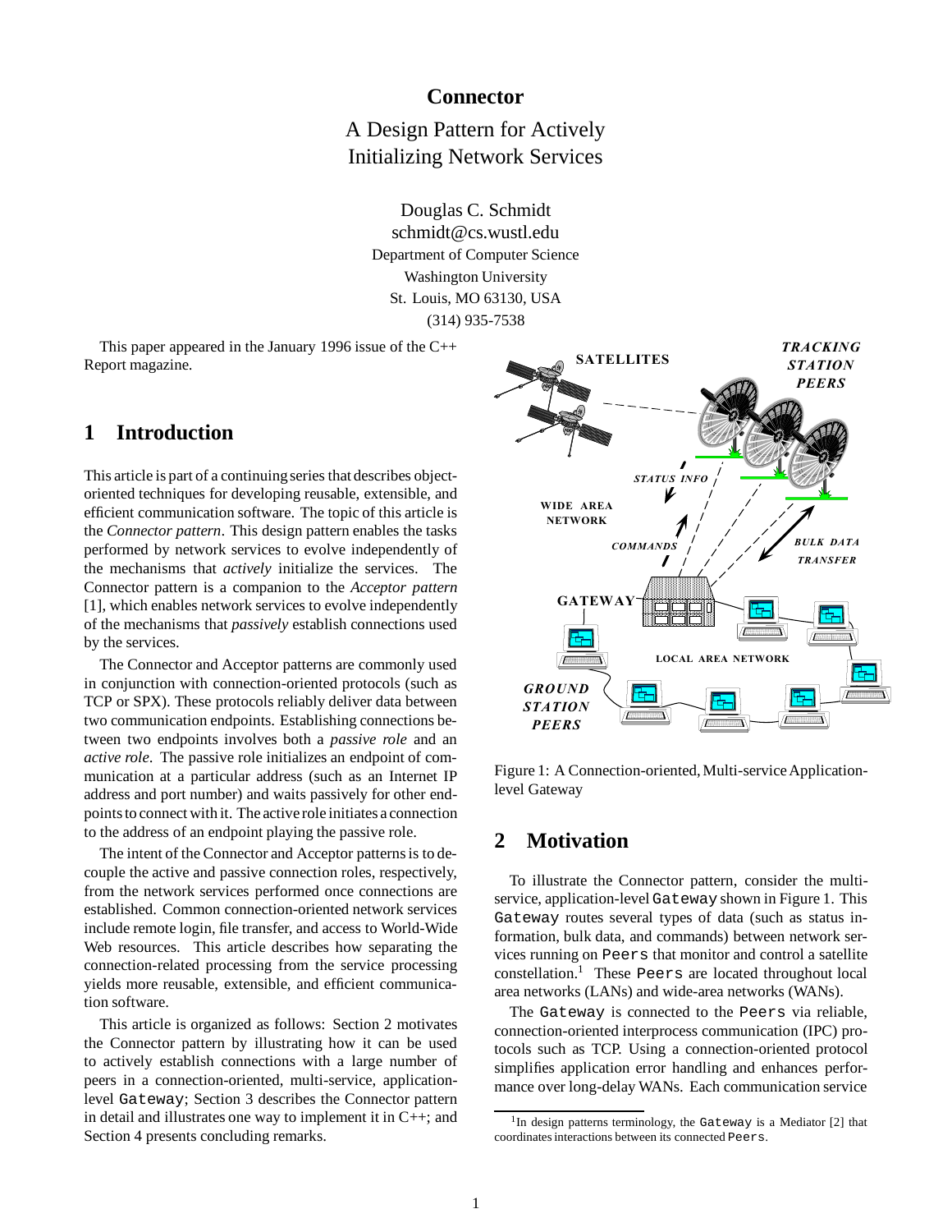# Connector

## A Design Pattern for Actively Initializing Network Services

Douglas C. Schmidt
schmidt@cs.wustl.edu
Department of Computer Science
Washington University
St. Louis, MO 63130, USA
(314) 935-7538

This paper appeared in the January 1996 issue of the C++ Report magazine.

## 1 Introduction

This article is part of a continuing series that describes object-oriented techniques for developing reusable, extensible, and efficient communication software. The topic of this article is the *Connector pattern*. This design pattern enables the tasks performed by network services to evolve independently of the mechanisms that *actively* initialize the services. The Connector pattern is a companion to the *Acceptor pattern* [1], which enables network services to evolve independently of the mechanisms that *passively* establish connections used by the services.

The Connector and Acceptor patterns are commonly used in conjunction with connection-oriented protocols (such as TCP or SPX). These protocols reliably deliver data between two communication endpoints. Establishing connections between two endpoints involves both a *passive role* and an *active role*. The passive role initializes an endpoint of communication at a particular address (such as an Internet IP address and port number) and waits passively for other endpoints to connect with it. The active role initiates a connection to the address of an endpoint playing the passive role.

The intent of the Connector and Acceptor patterns is to decouple the active and passive connection roles, respectively, from the network services performed once connections are established. Common connection-oriented network services include remote login, file transfer, and access to World-Wide Web resources. This article describes how separating the connection-related processing from the service processing yields more reusable, extensible, and efficient communication software.

This article is organized as follows: Section 2 motivates the Connector pattern by illustrating how it can be used to actively establish connections with a large number of peers in a connection-oriented, multi-service, application-level `Gateway`; Section 3 describes the Connector pattern in detail and illustrates one way to implement it in C++; and Section 4 presents concluding remarks.

SATELLITES — TRACKING STATION PEERS — STATUS INFO — WIDE AREA NETWORK — COMMANDS — BULK DATA TRANSFER — GATEWAY — LOCAL AREA NETWORK — GROUND STATION PEERS

Figure 1: A Connection-oriented, Multi-service Application-level Gateway

## 2 Motivation

To illustrate the Connector pattern, consider the multi-service, application-level `Gateway` shown in Figure 1. This `Gateway` routes several types of data (such as status information, bulk data, and commands) between network services running on `Peers` that monitor and control a satellite constellation.[1] These `Peers` are located throughout local area networks (LANs) and wide-area networks (WANs).

The `Gateway` is connected to the `Peers` via reliable, connection-oriented interprocess communication (IPC) protocols such as TCP. Using a connection-oriented protocol simplifies application error handling and enhances performance over long-delay WANs. Each communication service

[1] In design patterns terminology, the `Gateway` is a Mediator [2] that coordinates interactions between its connected `Peers`.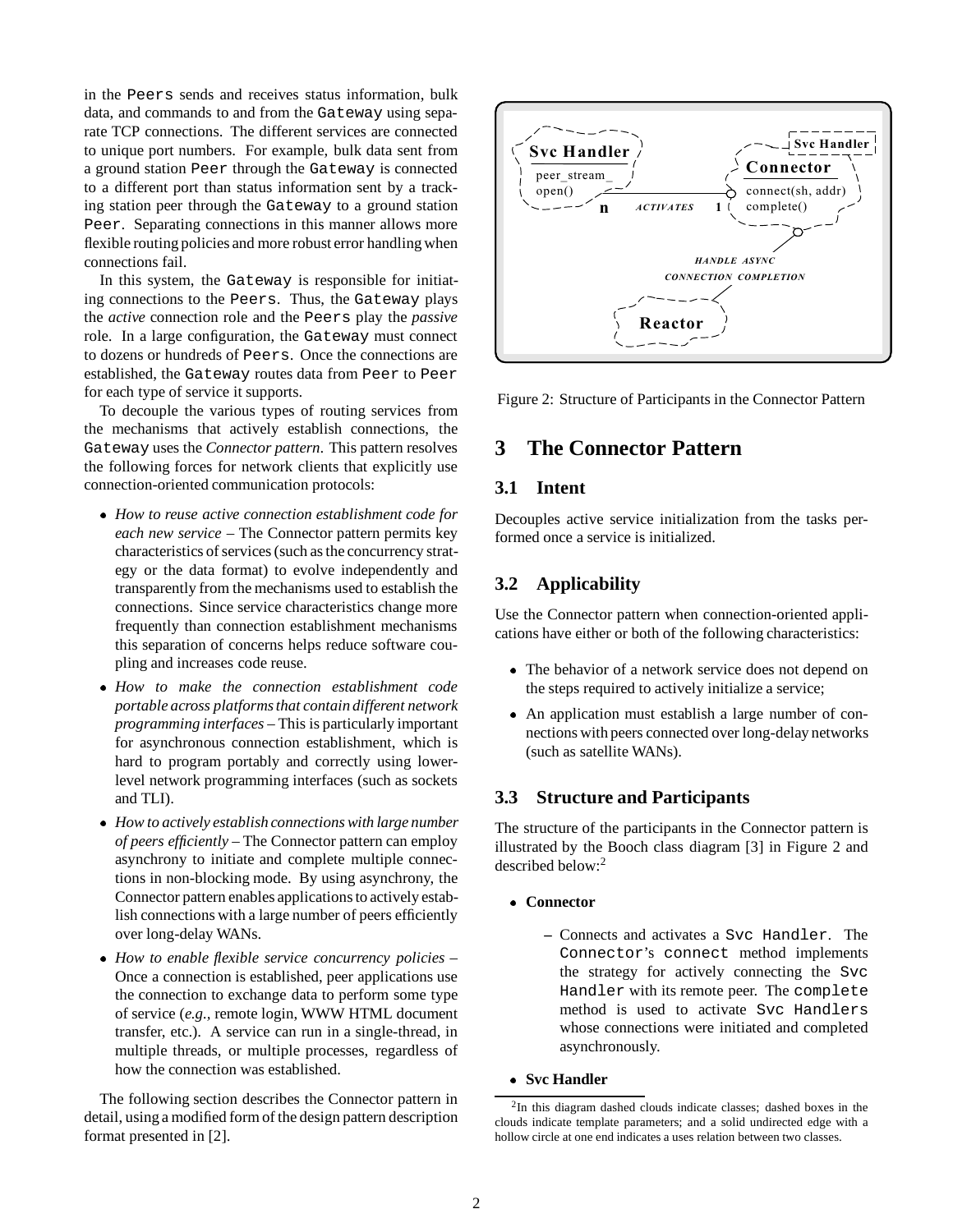in the Peers sends and receives status information, bulk data, and commands to and from the Gateway using separate TCP connections. The different services are connected to unique port numbers. For example, bulk data sent from a ground station Peer through the Gateway is connected to a different port than status information sent by a tracking station peer through the Gateway to a ground station Peer. Separating connections in this manner allows more flexible routing policies and more robust error handling when connections fail.

In this system, the Gateway is responsible for initiating connections to the Peers. Thus, the Gateway plays the *active* connection role and the Peers play the *passive* role. In a large configuration, the Gateway must connect to dozens or hundreds of Peers. Once the connections are established, the Gateway routes data from Peer to Peer for each type of service it supports.

To decouple the various types of routing services from the mechanisms that actively establish connections, the Gateway uses the *Connector pattern*. This pattern resolves the following forces for network clients that explicitly use connection-oriented communication protocols:

- *How to reuse active connection establishment code for each new service* – The Connector pattern permits key characteristics of services (such as the concurrency strategy or the data format) to evolve independently and transparently from the mechanisms used to establish the connections. Since service characteristics change more frequently than connection establishment mechanisms this separation of concerns helps reduce software coupling and increases code reuse.
- *How to make the connection establishment code portable across platforms that contain different network programming interfaces* – This is particularly important for asynchronous connection establishment, which is hard to program portably and correctly using lower-level network programming interfaces (such as sockets and TLI).
- *How to actively establish connections with large number of peers efficiently* – The Connector pattern can employ asynchrony to initiate and complete multiple connections in non-blocking mode. By using asynchrony, the Connector pattern enables applications to actively establish connections with a large number of peers efficiently over long-delay WANs.
- *How to enable flexible service concurrency policies* – Once a connection is established, peer applications use the connection to exchange data to perform some type of service (*e.g.*, remote login, WWW HTML document transfer, etc.). A service can run in a single-thread, in multiple threads, or multiple processes, regardless of how the connection was established.

The following section describes the Connector pattern in detail, using a modified form of the design pattern description format presented in [2].

Figure 2: Structure of Participants in the Connector Pattern

# 3 The Connector Pattern

## 3.1 Intent

Decouples active service initialization from the tasks performed once a service is initialized.

## 3.2 Applicability

Use the Connector pattern when connection-oriented applications have either or both of the following characteristics:

- The behavior of a network service does not depend on the steps required to actively initialize a service;
- An application must establish a large number of connections with peers connected over long-delay networks (such as satellite WANs).

## 3.3 Structure and Participants

The structure of the participants in the Connector pattern is illustrated by the Booch class diagram [3] in Figure 2 and described below:[2]

- **Connector**
  - Connects and activates a Svc Handler. The Connector's connect method implements the strategy for actively connecting the Svc Handler with its remote peer. The complete method is used to activate Svc Handlers whose connections were initiated and completed asynchronously.
- **Svc Handler**

[2] In this diagram dashed clouds indicate classes; dashed boxes in the clouds indicate template parameters; and a solid undirected edge with a hollow circle at one end indicates a uses relation between two classes.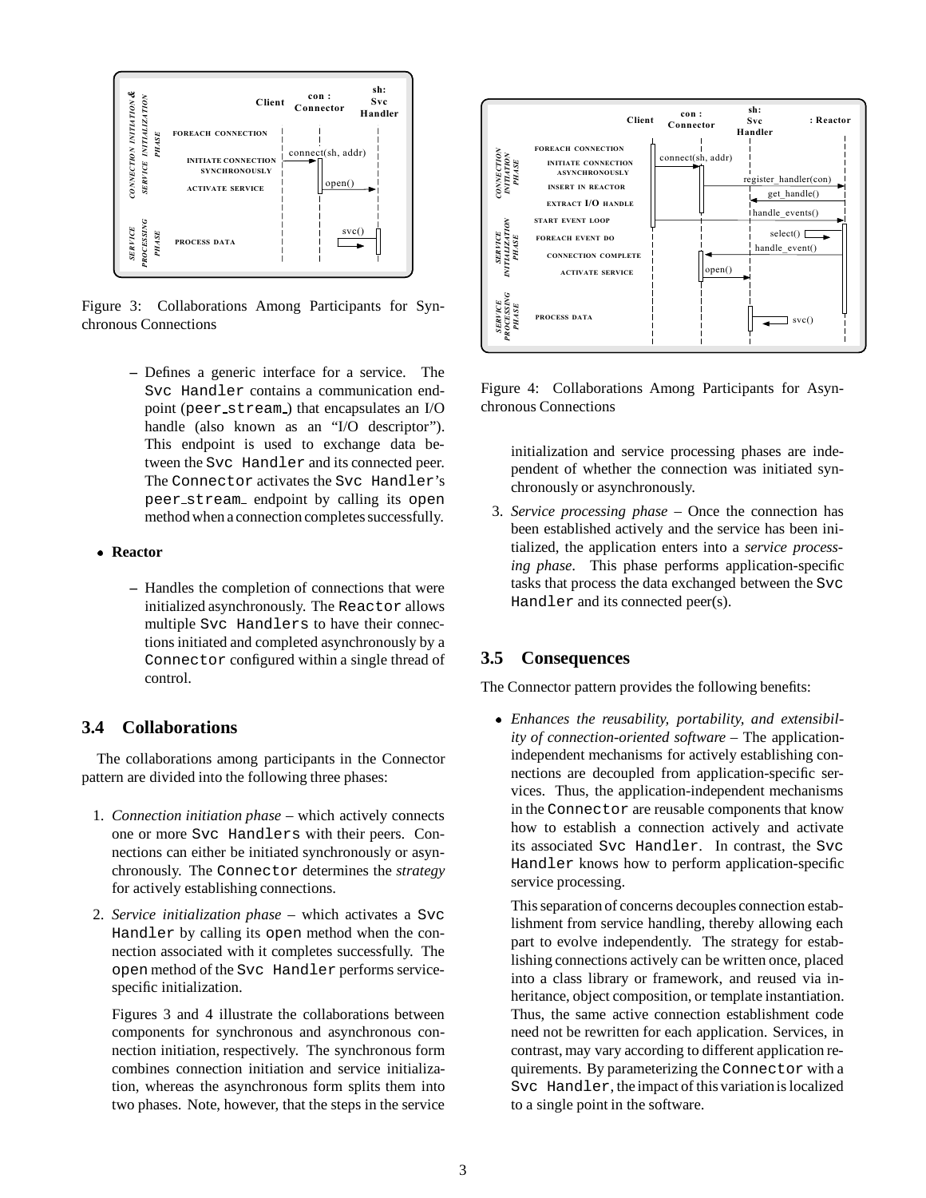Figure 3: Collaborations Among Participants for Synchronous Connections

- Defines a generic interface for a service. The `Svc Handler` contains a communication endpoint (`peer_stream_`) that encapsulates an I/O handle (also known as an "I/O descriptor"). This endpoint is used to exchange data between the `Svc Handler` and its connected peer. The `Connector` activates the `Svc Handler`'s `peer_stream_` endpoint by calling its `open` method when a connection completes successfully.

- **Reactor**
  - Handles the completion of connections that were initialized asynchronously. The `Reactor` allows multiple `Svc Handlers` to have their connections initiated and completed asynchronously by a `Connector` configured within a single thread of control.

### 3.4 Collaborations

The collaborations among participants in the Connector pattern are divided into the following three phases:

1. *Connection initiation phase* – which actively connects one or more `Svc Handlers` with their peers. Connections can either be initiated synchronously or asynchronously. The `Connector` determines the *strategy* for actively establishing connections.

2. *Service initialization phase* – which activates a `Svc Handler` by calling its `open` method when the connection associated with it completes successfully. The `open` method of the `Svc Handler` performs service-specific initialization.

   Figures 3 and 4 illustrate the collaborations between components for synchronous and asynchronous connection initiation, respectively. The synchronous form combines connection initiation and service initialization, whereas the asynchronous form splits them into two phases. Note, however, that the steps in the service initialization and service processing phases are independent of whether the connection was initiated synchronously or asynchronously.

3. *Service processing phase* – Once the connection has been established actively and the service has been initialized, the application enters into a *service processing phase*. This phase performs application-specific tasks that process the data exchanged between the `Svc Handler` and its connected peer(s).

Figure 4: Collaborations Among Participants for Asynchronous Connections

### 3.5 Consequences

The Connector pattern provides the following benefits:

- *Enhances the reusability, portability, and extensibility of connection-oriented software* – The application-independent mechanisms for actively establishing connections are decoupled from application-specific services. Thus, the application-independent mechanisms in the `Connector` are reusable components that know how to establish a connection actively and activate its associated `Svc Handler`. In contrast, the `Svc Handler` knows how to perform application-specific service processing.

  This separation of concerns decouples connection establishment from service handling, thereby allowing each part to evolve independently. The strategy for establishing connections actively can be written once, placed into a class library or framework, and reused via inheritance, object composition, or template instantiation. Thus, the same active connection establishment code need not be rewritten for each application. Services, in contrast, may vary according to different application requirements. By parameterizing the `Connector` with a `Svc Handler`, the impact of this variation is localized to a single point in the software.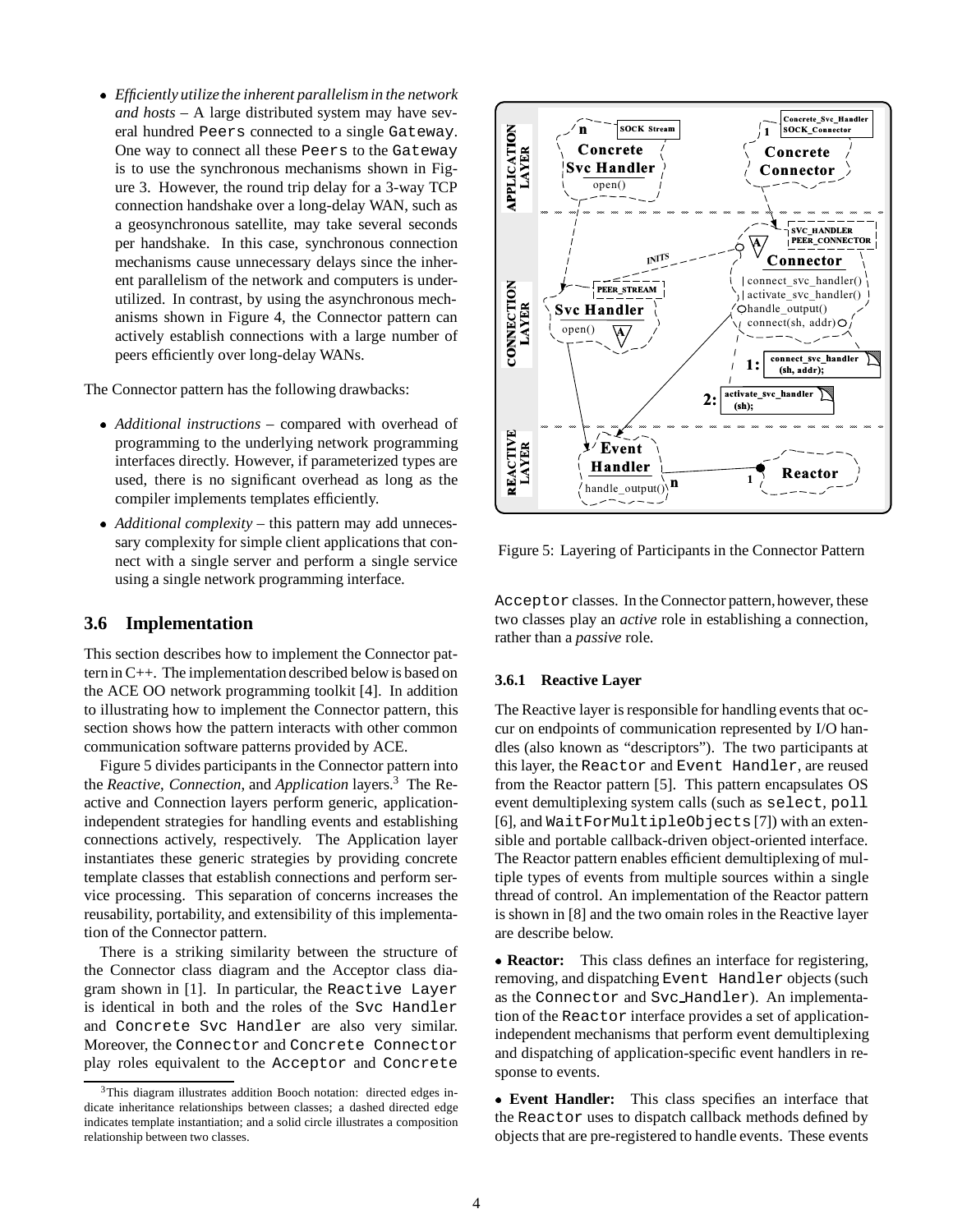- *Efficiently utilize the inherent parallelism in the network and hosts* – A large distributed system may have several hundred Peers connected to a single Gateway. One way to connect all these Peers to the Gateway is to use the synchronous mechanisms shown in Figure 3. However, the round trip delay for a 3-way TCP connection handshake over a long-delay WAN, such as a geosynchronous satellite, may take several seconds per handshake. In this case, synchronous connection mechanisms cause unnecessary delays since the inherent parallelism of the network and computers is underutilized. In contrast, by using the asynchronous mechanisms shown in Figure 4, the Connector pattern can actively establish connections with a large number of peers efficiently over long-delay WANs.

The Connector pattern has the following drawbacks:

- *Additional instructions* – compared with overhead of programming to the underlying network programming interfaces directly. However, if parameterized types are used, there is no significant overhead as long as the compiler implements templates efficiently.
- *Additional complexity* – this pattern may add unnecessary complexity for simple client applications that connect with a single server and perform a single service using a single network programming interface.

## 3.6 Implementation

This section describes how to implement the Connector pattern in C++. The implementation described below is based on the ACE OO network programming toolkit [4]. In addition to illustrating how to implement the Connector pattern, this section shows how the pattern interacts with other common communication software patterns provided by ACE.

Figure 5 divides participants in the Connector pattern into the *Reactive*, *Connection*, and *Application* layers.[3] The Reactive and Connection layers perform generic, application-independent strategies for handling events and establishing connections actively, respectively. The Application layer instantiates these generic strategies by providing concrete template classes that establish connections and perform service processing. This separation of concerns increases the reusability, portability, and extensibility of this implementation of the Connector pattern.

There is a striking similarity between the structure of the Connector class diagram and the Acceptor class diagram shown in [1]. In particular, the Reactive Layer is identical in both and the roles of the Svc Handler and Concrete Svc Handler are also very similar. Moreover, the Connector and Concrete Connector play roles equivalent to the Acceptor and Concrete Acceptor classes. In the Connector pattern, however, these two classes play an *active* role in establishing a connection, rather than a *passive* role.

[3] This diagram illustrates addition Booch notation: directed edges indicate inheritance relationships between classes; a dashed directed edge indicates template instantiation; and a solid circle illustrates a composition relationship between two classes.

Figure 5: Layering of Participants in the Connector Pattern

### 3.6.1 Reactive Layer

The Reactive layer is responsible for handling events that occur on endpoints of communication represented by I/O handles (also known as "descriptors"). The two participants at this layer, the Reactor and Event Handler, are reused from the Reactor pattern [5]. This pattern encapsulates OS event demultiplexing system calls (such as select, poll [6], and WaitForMultipleObjects [7]) with an extensible and portable callback-driven object-oriented interface. The Reactor pattern enables efficient demultiplexing of multiple types of events from multiple sources within a single thread of control. An implementation of the Reactor pattern is shown in [8] and the two omain roles in the Reactive layer are describe below.

- **Reactor:** This class defines an interface for registering, removing, and dispatching Event Handler objects (such as the Connector and Svc_Handler). An implementation of the Reactor interface provides a set of application-independent mechanisms that perform event demultiplexing and dispatching of application-specific event handlers in response to events.

- **Event Handler:** This class specifies an interface that the Reactor uses to dispatch callback methods defined by objects that are pre-registered to handle events. These events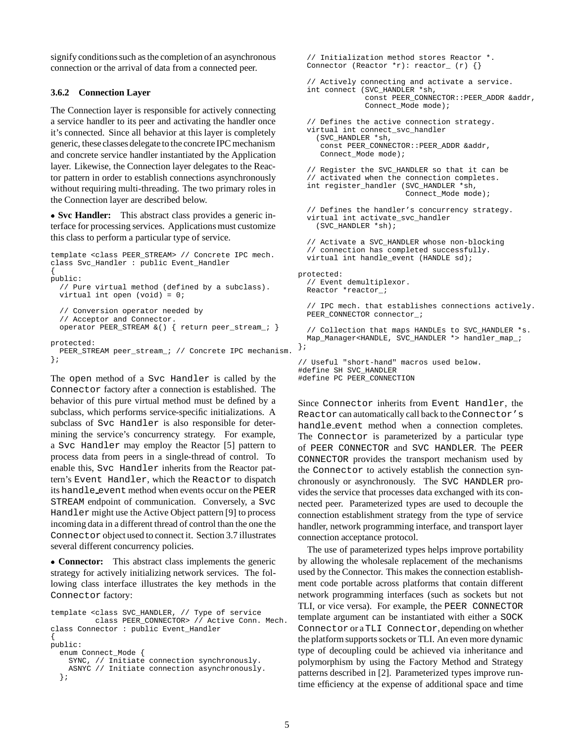signify conditions such as the completion of an asynchronous connection or the arrival of data from a connected peer.

### 3.6.2 Connection Layer

The Connection layer is responsible for actively connecting a service handler to its peer and activating the handler once it's connected. Since all behavior at this layer is completely generic, these classes delegate to the concrete IPC mechanism and concrete service handler instantiated by the Application layer. Likewise, the Connection layer delegates to the Reactor pattern in order to establish connections asynchronously without requiring multi-threading. The two primary roles in the Connection layer are described below.

• **Svc Handler:** This abstract class provides a generic interface for processing services. Applications must customize this class to perform a particular type of service.

```
template <class PEER_STREAM> // Concrete IPC mech.
class Svc_Handler : public Event_Handler
{
public:
  // Pure virtual method (defined by a subclass).
  virtual int open (void) = 0;

  // Conversion operator needed by
  // Acceptor and Connector.
  operator PEER_STREAM &() { return peer_stream_; }

protected:
  PEER_STREAM peer_stream_; // Concrete IPC mechanism.
};
```

The open method of a Svc Handler is called by the Connector factory after a connection is established. The behavior of this pure virtual method must be defined by a subclass, which performs service-specific initializations. A subclass of Svc Handler is also responsible for determining the service's concurrency strategy. For example, a Svc Handler may employ the Reactor [5] pattern to process data from peers in a single-thread of control. To enable this, Svc Handler inherits from the Reactor pattern's Event Handler, which the Reactor to dispatch its handle_event method when events occur on the PEER STREAM endpoint of communication. Conversely, a Svc Handler might use the Active Object pattern [9] to process incoming data in a different thread of control than the one the Connector object used to connect it. Section 3.7 illustrates several different concurrency policies.

• **Connector:** This abstract class implements the generic strategy for actively initializing network services. The following class interface illustrates the key methods in the Connector factory:

```
template <class SVC_HANDLER, // Type of service
          class PEER_CONNECTOR> // Active Conn. Mech.
class Connector : public Event_Handler
{
public:
  enum Connect_Mode {
    SYNC, // Initiate connection synchronously.
    ASNYC // Initiate connection asynchronously.
  };

  // Initialization method stores Reactor *.
  Connector (Reactor *r): reactor_ (r) {}

  // Actively connecting and activate a service.
  int connect (SVC_HANDLER *sh,
               const PEER_CONNECTOR::PEER_ADDR &addr,
               Connect_Mode mode);

  // Defines the active connection strategy.
  virtual int connect_svc_handler
    (SVC_HANDLER *sh,
     const PEER_CONNECTOR::PEER_ADDR &addr,
     Connect_Mode mode);

  // Register the SVC_HANDLER so that it can be
  // activated when the connection completes.
  int register_handler (SVC_HANDLER *sh,
                        Connect_Mode mode);

  // Defines the handler's concurrency strategy.
  virtual int activate_svc_handler
    (SVC_HANDLER *sh);

  // Activate a SVC_HANDLER whose non-blocking
  // connection has completed successfully.
  virtual int handle_event (HANDLE sd);

protected:
  // Event demultiplexor.
  Reactor *reactor_;

  // IPC mech. that establishes connections actively.
  PEER_CONNECTOR connector_;

  // Collection that maps HANDLEs to SVC_HANDLER *s.
  Map_Manager<HANDLE, SVC_HANDLER *> handler_map_;
};

// Useful "short-hand" macros used below.
#define SH SVC_HANDLER
#define PC PEER_CONNECTION
```

Since Connector inherits from Event Handler, the Reactor can automatically call back to the Connector's handle_event method when a connection completes. The Connector is parameterized by a particular type of PEER CONNECTOR and SVC HANDLER. The PEER CONNECTOR provides the transport mechanism used by the Connector to actively establish the connection synchronously or asynchronously. The SVC HANDLER provides the service that processes data exchanged with its connected peer. Parameterized types are used to decouple the connection establishment strategy from the type of service handler, network programming interface, and transport layer connection acceptance protocol.

The use of parameterized types helps improve portability by allowing the wholesale replacement of the mechanisms used by the Connector. This makes the connection establishment code portable across platforms that contain different network programming interfaces (such as sockets but not TLI, or vice versa). For example, the PEER CONNECTOR template argument can be instantiated with either a SOCK Connector or a TLI Connector, depending on whether the platform supports sockets or TLI. An even more dynamic type of decoupling could be achieved via inheritance and polymorphism by using the Factory Method and Strategy patterns described in [2]. Parameterized types improve run-time efficiency at the expense of additional space and time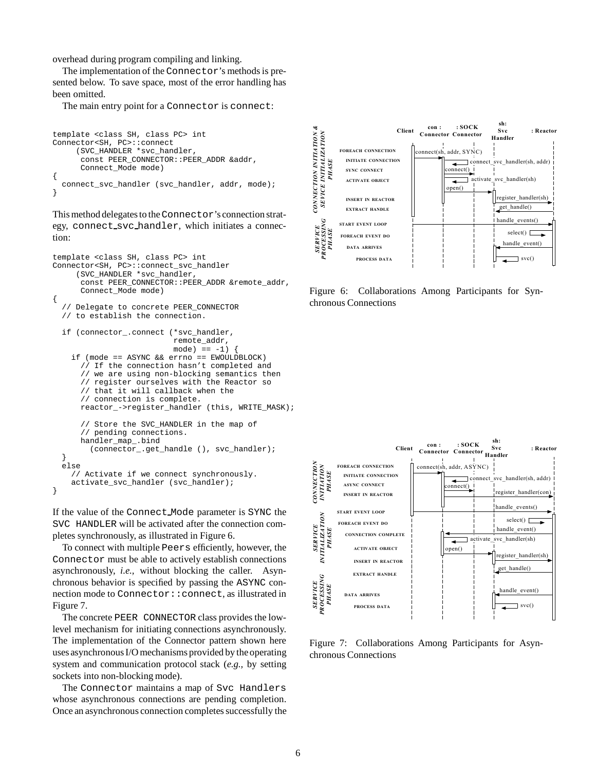overhead during program compiling and linking.

The implementation of the `Connector`'s methods is presented below. To save space, most of the error handling has been omitted.

The main entry point for a `Connector` is `connect`:

```
template <class SH, class PC> int
Connector<SH, PC>::connect
     (SVC_HANDLER *svc_handler,
      const PEER_CONNECTOR::PEER_ADDR &addr,
      Connect_Mode mode)
{
  connect_svc_handler (svc_handler, addr, mode);
}
```

This method delegates to the `Connector`'s connection strategy, `connect_svc_handler`, which initiates a connection:

```
template <class SH, class PC> int
Connector<SH, PC>::connect_svc_handler
     (SVC_HANDLER *svc_handler,
      const PEER_CONNECTOR::PEER_ADDR &remote_addr,
      Connect_Mode mode)
{
  // Delegate to concrete PEER_CONNECTOR
  // to establish the connection.

  if (connector_.connect (*svc_handler,
                          remote_addr,
                          mode) == -1) {
    if (mode == ASYNC && errno == EWOULDBLOCK)
      // If the connection hasn't completed and
      // we are using non-blocking semantics then
      // register ourselves with the Reactor so
      // that it will callback when the
      // connection is complete.
      reactor_->register_handler (this, WRITE_MASK);

      // Store the SVC_HANDLER in the map of
      // pending connections.
      handler_map_.bind
        (connector_.get_handle (), svc_handler);
  }
  else
    // Activate if we connect synchronously.
    activate_svc_handler (svc_handler);
}
```

If the value of the `Connect_Mode` parameter is `SYNC` the `SVC_HANDLER` will be activated after the connection completes synchronously, as illustrated in Figure 6.

To connect with multiple `Peers` efficiently, however, the `Connector` must be able to actively establish connections asynchronously, *i.e.,* without blocking the caller. Asynchronous behavior is specified by passing the `ASYNC` connection mode to `Connector::connect`, as illustrated in Figure 7.

The concrete `PEER_CONNECTOR` class provides the low-level mechanism for initiating connections asynchronously. The implementation of the Connector pattern shown here uses asynchronous I/O mechanisms provided by the operating system and communication protocol stack (*e.g.,* by setting sockets into non-blocking mode).

The `Connector` maintains a map of `Svc Handlers` whose asynchronous connections are pending completion. Once an asynchronous connection completes successfully the

Figure 6: Collaborations Among Participants for Synchronous Connections

Figure 7: Collaborations Among Participants for Asynchronous Connections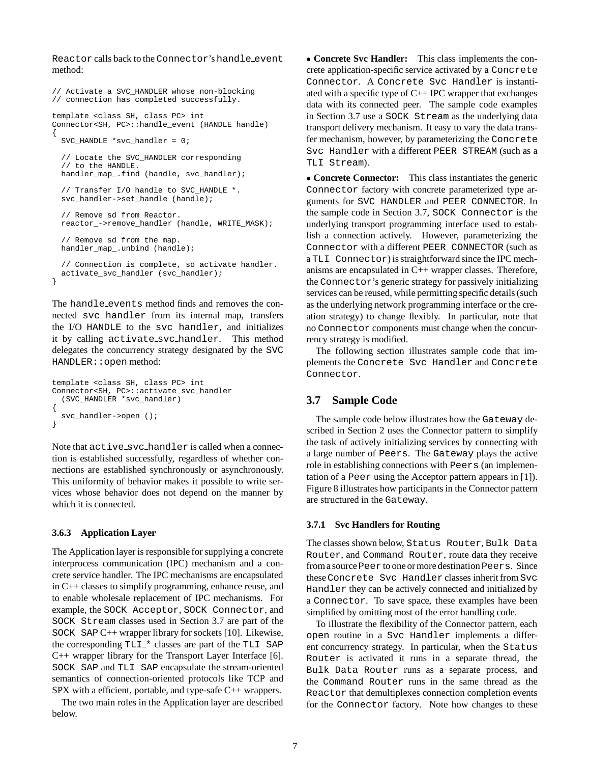Reactor calls back to the Connector's handle_event method:

```
// Activate a SVC_HANDLER whose non-blocking
// connection has completed successfully.

template <class SH, class PC> int
Connector<SH, PC>::handle_event (HANDLE handle)
{
  SVC_HANDLE *svc_handler = 0;

  // Locate the SVC_HANDLER corresponding
  // to the HANDLE.
  handler_map_.find (handle, svc_handler);

  // Transfer I/O handle to SVC_HANDLE *.
  svc_handler->set_handle (handle);

  // Remove sd from Reactor.
  reactor_->remove_handler (handle, WRITE_MASK);

  // Remove sd from the map.
  handler_map_.unbind (handle);

  // Connection is complete, so activate handler.
  activate_svc_handler (svc_handler);
}
```

The handle_events method finds and removes the connected svc handler from its internal map, transfers the I/O HANDLE to the svc handler, and initializes it by calling activate_svc_handler. This method delegates the concurrency strategy designated by the SVC HANDLER::open method:

```
template <class SH, class PC> int
Connector<SH, PC>::activate_svc_handler
  (SVC_HANDLER *svc_handler)
{
  svc_handler->open ();
}
```

Note that active_svc_handler is called when a connection is established successfully, regardless of whether connections are established synchronously or asynchronously. This uniformity of behavior makes it possible to write services whose behavior does not depend on the manner by which it is connected.

#### 3.6.3 Application Layer

The Application layer is responsible for supplying a concrete interprocess communication (IPC) mechanism and a concrete service handler. The IPC mechanisms are encapsulated in C++ classes to simplify programming, enhance reuse, and to enable wholesale replacement of IPC mechanisms. For example, the SOCK Acceptor, SOCK Connector, and SOCK Stream classes used in Section 3.7 are part of the SOCK SAP C++ wrapper library for sockets [10]. Likewise, the corresponding TLI_* classes are part of the TLI SAP C++ wrapper library for the Transport Layer Interface [6]. SOCK SAP and TLI SAP encapsulate the stream-oriented semantics of connection-oriented protocols like TCP and SPX with a efficient, portable, and type-safe C++ wrappers.

The two main roles in the Application layer are described below.

- **Concrete Svc Handler:** This class implements the concrete application-specific service activated by a Concrete Connector. A Concrete Svc Handler is instantiated with a specific type of C++ IPC wrapper that exchanges data with its connected peer. The sample code examples in Section 3.7 use a SOCK Stream as the underlying data transport delivery mechanism. It easy to vary the data transfer mechanism, however, by parameterizing the Concrete Svc Handler with a different PEER STREAM (such as a TLI Stream).

- **Concrete Connector:** This class instantiates the generic Connector factory with concrete parameterized type arguments for SVC HANDLER and PEER CONNECTOR. In the sample code in Section 3.7, SOCK Connector is the underlying transport programming interface used to establish a connection actively. However, parameterizing the Connector with a different PEER CONNECTOR (such as a TLI Connector) is straightforward since the IPC mechanisms are encapsulated in C++ wrapper classes. Therefore, the Connector's generic strategy for passively initializing services can be reused, while permitting specific details (such as the underlying network programming interface or the creation strategy) to change flexibly. In particular, note that no Connector components must change when the concurrency strategy is modified.

The following section illustrates sample code that implements the Concrete Svc Handler and Concrete Connector.

## 3.7 Sample Code

The sample code below illustrates how the Gateway described in Section 2 uses the Connector pattern to simplify the task of actively initializing services by connecting with a large number of Peers. The Gateway plays the active role in establishing connections with Peers (an implementation of a Peer using the Acceptor pattern appears in [1]). Figure 8 illustrates how participants in the Connector pattern are structured in the Gateway.

#### 3.7.1 Svc Handlers for Routing

The classes shown below, Status Router, Bulk Data Router, and Command Router, route data they receive from a source Peer to one or more destination Peers. Since these Concrete Svc Handler classes inherit from Svc Handler they can be actively connected and initialized by a Connector. To save space, these examples have been simplified by omitting most of the error handling code.

To illustrate the flexibility of the Connector pattern, each open routine in a Svc Handler implements a different concurrency strategy. In particular, when the Status Router is activated it runs in a separate thread, the Bulk Data Router runs as a separate process, and the Command Router runs in the same thread as the Reactor that demultiplexes connection completion events for the Connector factory. Note how changes to these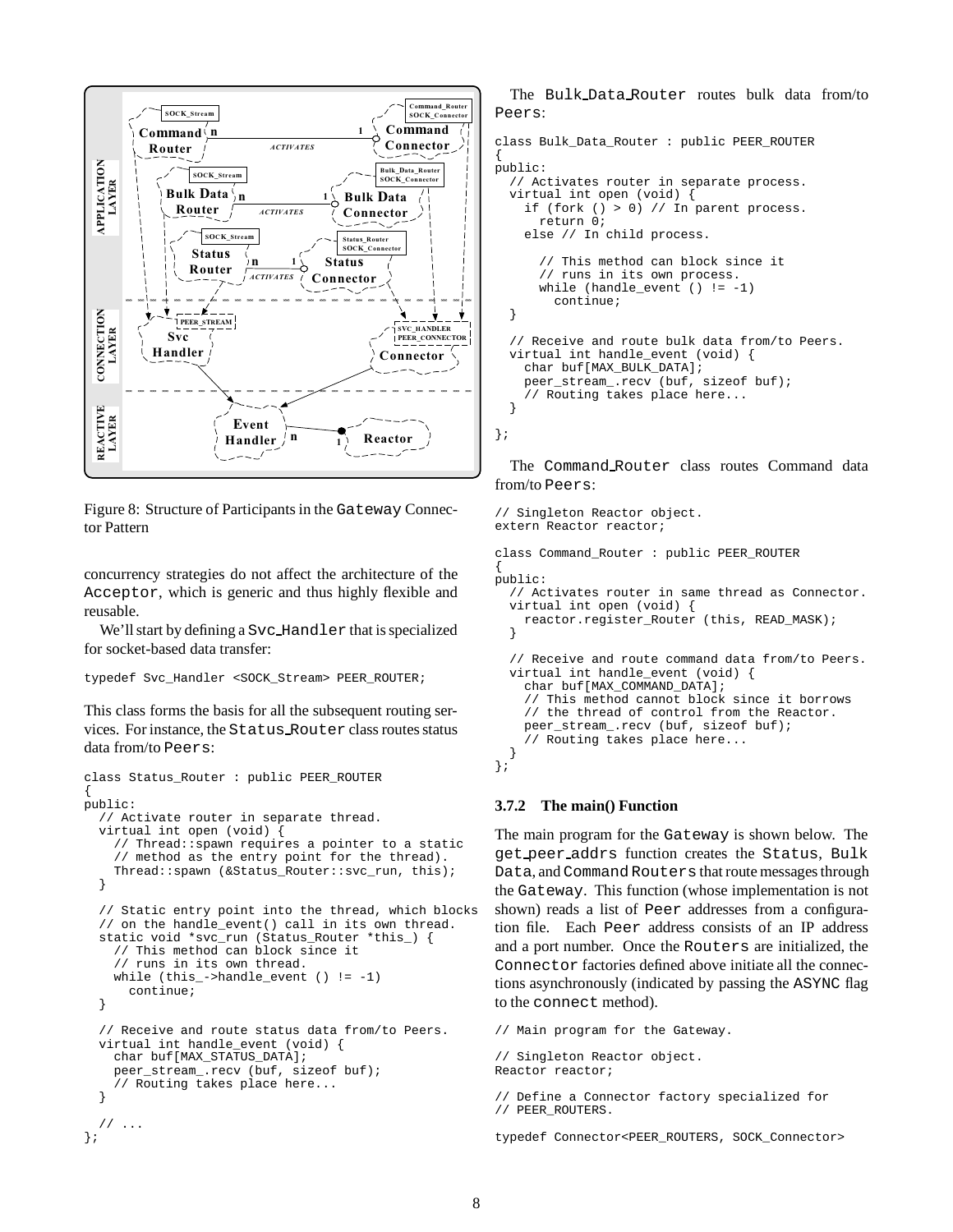Figure 8: Structure of Participants in the Gateway Connector Pattern

concurrency strategies do not affect the architecture of the Acceptor, which is generic and thus highly flexible and reusable.

We'll start by defining a Svc_Handler that is specialized for socket-based data transfer:

```
typedef Svc_Handler <SOCK_Stream> PEER_ROUTER;
```

This class forms the basis for all the subsequent routing services. For instance, the Status_Router class routes status data from/to Peers:

```
class Status_Router : public PEER_ROUTER
{
public:
  // Activate router in separate thread.
  virtual int open (void) {
    // Thread::spawn requires a pointer to a static
    // method as the entry point for the thread).
    Thread::spawn (&Status_Router::svc_run, this);
  }

  // Static entry point into the thread, which blocks
  // on the handle_event() call in its own thread.
  static void *svc_run (Status_Router *this_) {
    // This method can block since it
    // runs in its own thread.
    while (this_->handle_event () != -1)
      continue;
  }

  // Receive and route status data from/to Peers.
  virtual int handle_event (void) {
    char buf[MAX_STATUS_DATA];
    peer_stream_.recv (buf, sizeof buf);
    // Routing takes place here...
  }

  // ...
};
```

The Bulk_Data_Router routes bulk data from/to Peers:

```
class Bulk_Data_Router : public PEER_ROUTER
{
public:
  // Activates router in separate process.
  virtual int open (void) {
    if (fork () > 0) // In parent process.
      return 0;
    else // In child process.

      // This method can block since it
      // runs in its own process.
      while (handle_event () != -1)
        continue;
  }

  // Receive and route bulk data from/to Peers.
  virtual int handle_event (void) {
    char buf[MAX_BULK_DATA];
    peer_stream_.recv (buf, sizeof buf);
    // Routing takes place here...
  }
};
```

The Command_Router class routes Command data from/to Peers:

```
// Singleton Reactor object.
extern Reactor reactor;

class Command_Router : public PEER_ROUTER
{
public:
  // Activates router in same thread as Connector.
  virtual int open (void) {
    reactor.register_Router (this, READ_MASK);
  }

  // Receive and route command data from/to Peers.
  virtual int handle_event (void) {
    char buf[MAX_COMMAND_DATA];
    // This method cannot block since it borrows
    // the thread of control from the Reactor.
    peer_stream_.recv (buf, sizeof buf);
    // Routing takes place here...
  }
};
```

### 3.7.2 The main() Function

The main program for the Gateway is shown below. The get_peer_addrs function creates the Status, Bulk Data, and Command Routers that route messages through the Gateway. This function (whose implementation is not shown) reads a list of Peer addresses from a configuration file. Each Peer address consists of an IP address and a port number. Once the Routers are initialized, the Connector factories defined above initiate all the connections asynchronously (indicated by passing the ASYNC flag to the connect method).

```
// Main program for the Gateway.

// Singleton Reactor object.
Reactor reactor;

// Define a Connector factory specialized for
// PEER_ROUTERS.

typedef Connector<PEER_ROUTERS, SOCK_Connector>
```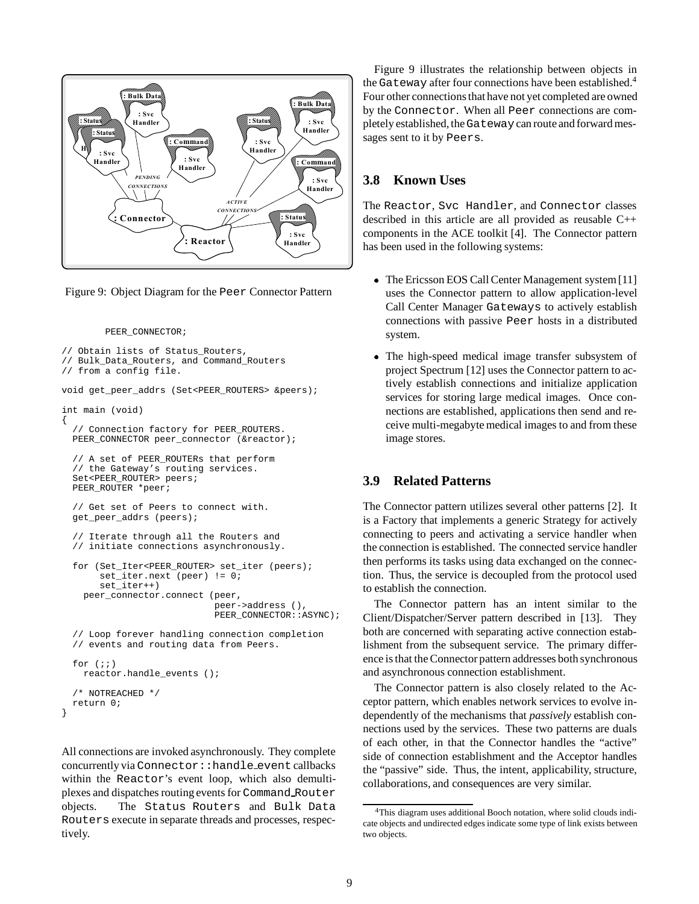Figure 9: Object Diagram for the Peer Connector Pattern

```
        PEER_CONNECTOR;

// Obtain lists of Status_Routers,
// Bulk_Data_Routers, and Command_Routers
// from a config file.

void get_peer_addrs (Set<PEER_ROUTERS> &peers);

int main (void)
{
  // Connection factory for PEER_ROUTERS.
  PEER_CONNECTOR peer_connector (&reactor);

  // A set of PEER_ROUTERs that perform
  // the Gateway's routing services.
  Set<PEER_ROUTER> peers;
  PEER_ROUTER *peer;

  // Get set of Peers to connect with.
  get_peer_addrs (peers);

  // Iterate through all the Routers and
  // initiate connections asynchronously.

  for (Set_Iter<PEER_ROUTER> set_iter (peers);
       set_iter.next (peer) != 0;
       set_iter++)
    peer_connector.connect (peer,
                            peer->address (),
                            PEER_CONNECTOR::ASYNC);

  // Loop forever handling connection completion
  // events and routing data from Peers.

  for (;;)
    reactor.handle_events ();

  /* NOTREACHED */
  return 0;
}
```

All connections are invoked asynchronously. They complete concurrently via Connector::handle_event callbacks within the Reactor's event loop, which also demultiplexes and dispatches routing events for Command_Router objects. The Status Routers and Bulk Data Routers execute in separate threads and processes, respectively.

Figure 9 illustrates the relationship between objects in the Gateway after four connections have been established.[4] Four other connections that have not yet completed are owned by the Connector. When all Peer connections are completely established, the Gateway can route and forward messages sent to it by Peers.

## 3.8 Known Uses

The Reactor, Svc Handler, and Connector classes described in this article are all provided as reusable C++ components in the ACE toolkit [4]. The Connector pattern has been used in the following systems:

- The Ericsson EOS Call Center Management system [11] uses the Connector pattern to allow application-level Call Center Manager Gateways to actively establish connections with passive Peer hosts in a distributed system.
- The high-speed medical image transfer subsystem of project Spectrum [12] uses the Connector pattern to actively establish connections and initialize application services for storing large medical images. Once connections are established, applications then send and receive multi-megabyte medical images to and from these image stores.

## 3.9 Related Patterns

The Connector pattern utilizes several other patterns [2]. It is a Factory that implements a generic Strategy for actively connecting to peers and activating a service handler when the connection is established. The connected service handler then performs its tasks using data exchanged on the connection. Thus, the service is decoupled from the protocol used to establish the connection.

The Connector pattern has an intent similar to the Client/Dispatcher/Server pattern described in [13]. They both are concerned with separating active connection establishment from the subsequent service. The primary difference is that the Connector pattern addresses both synchronous and asynchronous connection establishment.

The Connector pattern is also closely related to the Acceptor pattern, which enables network services to evolve independently of the mechanisms that *passively* establish connections used by the services. These two patterns are duals of each other, in that the Connector handles the "active" side of connection establishment and the Acceptor handles the "passive" side. Thus, the intent, applicability, structure, collaborations, and consequences are very similar.

[4] This diagram uses additional Booch notation, where solid clouds indicate objects and undirected edges indicate some type of link exists between two objects.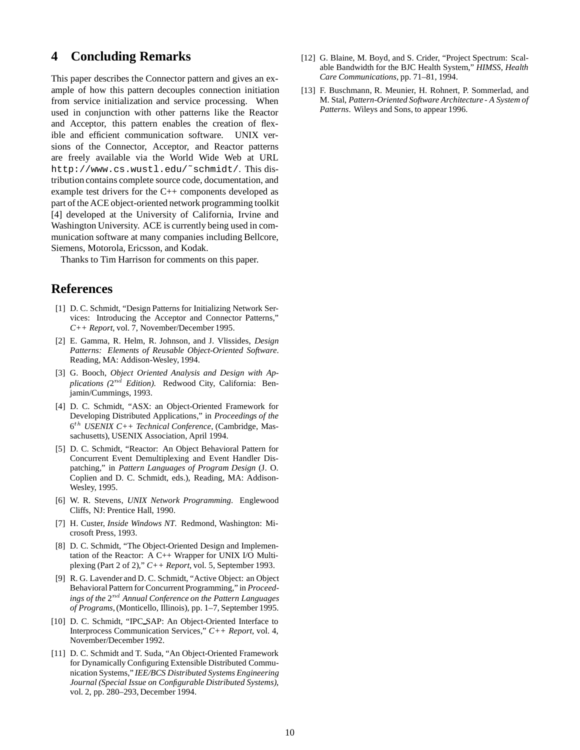## 4 Concluding Remarks

This paper describes the Connector pattern and gives an example of how this pattern decouples connection initiation from service initialization and service processing. When used in conjunction with other patterns like the Reactor and Acceptor, this pattern enables the creation of flexible and efficient communication software. UNIX versions of the Connector, Acceptor, and Reactor patterns are freely available via the World Wide Web at URL `http://www.cs.wustl.edu/~schmidt/`. This distribution contains complete source code, documentation, and example test drivers for the C++ components developed as part of the ACE object-oriented network programming toolkit [4] developed at the University of California, Irvine and Washington University. ACE is currently being used in communication software at many companies including Bellcore, Siemens, Motorola, Ericsson, and Kodak.

Thanks to Tim Harrison for comments on this paper.

## References

[1] D. C. Schmidt, "Design Patterns for Initializing Network Services: Introducing the Acceptor and Connector Patterns," *C++ Report*, vol. 7, November/December 1995.

[2] E. Gamma, R. Helm, R. Johnson, and J. Vlissides, *Design Patterns: Elements of Reusable Object-Oriented Software*. Reading, MA: Addison-Wesley, 1994.

[3] G. Booch, *Object Oriented Analysis and Design with Applications ($2^{nd}$ Edition)*. Redwood City, California: Benjamin/Cummings, 1993.

[4] D. C. Schmidt, "ASX: an Object-Oriented Framework for Developing Distributed Applications," in *Proceedings of the $6^{th}$ USENIX C++ Technical Conference*, (Cambridge, Massachusetts), USENIX Association, April 1994.

[5] D. C. Schmidt, "Reactor: An Object Behavioral Pattern for Concurrent Event Demultiplexing and Event Handler Dispatching," in *Pattern Languages of Program Design* (J. O. Coplien and D. C. Schmidt, eds.), Reading, MA: Addison-Wesley, 1995.

[6] W. R. Stevens, *UNIX Network Programming*. Englewood Cliffs, NJ: Prentice Hall, 1990.

[7] H. Custer, *Inside Windows NT*. Redmond, Washington: Microsoft Press, 1993.

[8] D. C. Schmidt, "The Object-Oriented Design and Implementation of the Reactor: A C++ Wrapper for UNIX I/O Multiplexing (Part 2 of 2)," *C++ Report*, vol. 5, September 1993.

[9] R. G. Lavender and D. C. Schmidt, "Active Object: an Object Behavioral Pattern for Concurrent Programming," in *Proceedings of the $2^{nd}$ Annual Conference on the Pattern Languages of Programs*, (Monticello, Illinois), pp. 1–7, September 1995.

[10] D. C. Schmidt, "IPC_SAP: An Object-Oriented Interface to Interprocess Communication Services," *C++ Report*, vol. 4, November/December 1992.

[11] D. C. Schmidt and T. Suda, "An Object-Oriented Framework for Dynamically Configuring Extensible Distributed Communication Systems," *IEE/BCS Distributed Systems Engineering Journal (Special Issue on Configurable Distributed Systems)*, vol. 2, pp. 280–293, December 1994.

[12] G. Blaine, M. Boyd, and S. Crider, "Project Spectrum: Scalable Bandwidth for the BJC Health System," *HIMSS, Health Care Communications*, pp. 71–81, 1994.

[13] F. Buschmann, R. Meunier, H. Rohnert, P. Sommerlad, and M. Stal, *Pattern-Oriented Software Architecture - A System of Patterns*. Wileys and Sons, to appear 1996.